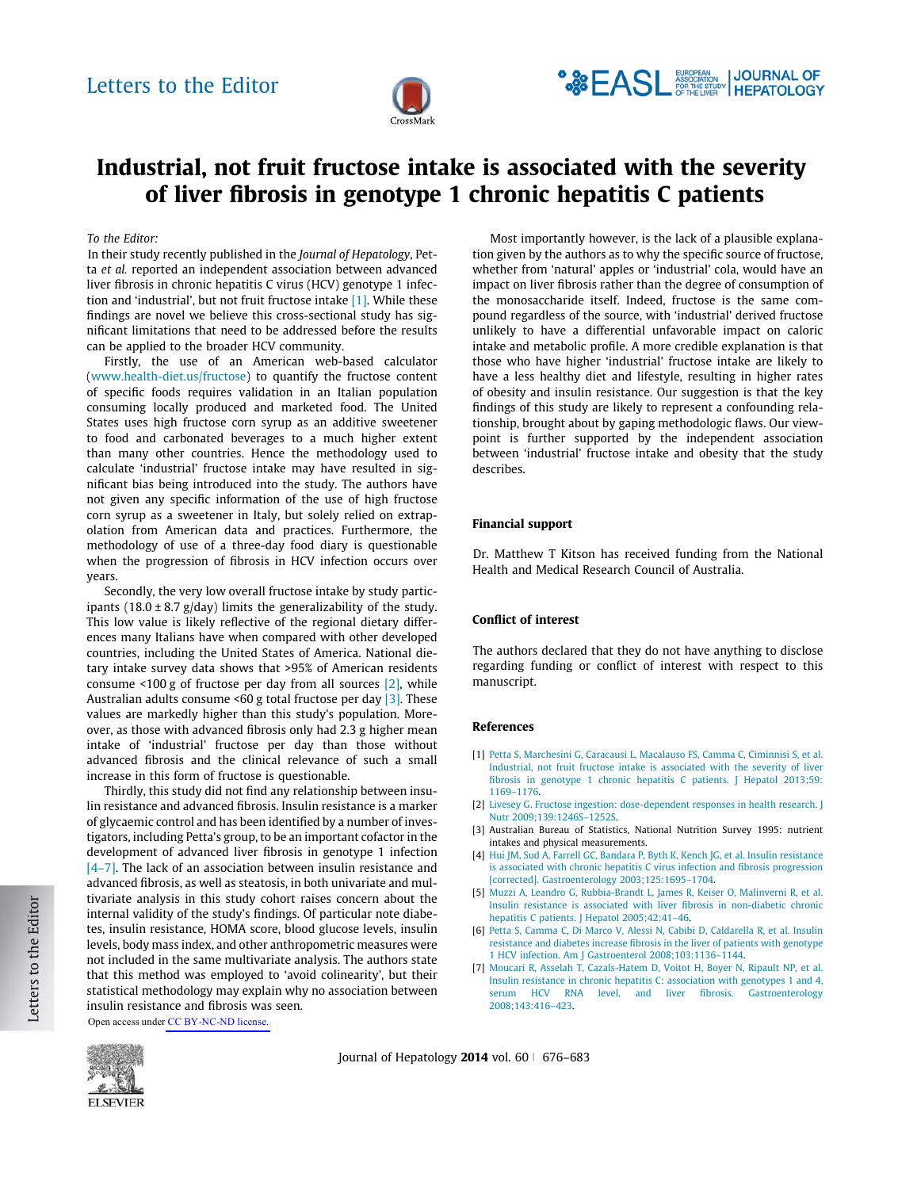# Letters to the Editor

# Industrial, not fruit fructose intake is associated with the severity of liver fibrosis in genotype 1 chronic hepatitis C patients

*To the Editor:*

In their study recently published in the *Journal of Hepatology*, Petta *et al.* reported an independent association between advanced liver fibrosis in chronic hepatitis C virus (HCV) genotype 1 infection and 'industrial', but not fruit fructose intake [1]. While these findings are novel we believe this cross-sectional study has significant limitations that need to be addressed before the results can be applied to the broader HCV community.

Firstly, the use of an American web-based calculator (www.health-diet.us/fructose) to quantify the fructose content of specific foods requires validation in an Italian population consuming locally produced and marketed food. The United States uses high fructose corn syrup as an additive sweetener to food and carbonated beverages to a much higher extent than many other countries. Hence the methodology used to calculate 'industrial' fructose intake may have resulted in significant bias being introduced into the study. The authors have not given any specific information of the use of high fructose corn syrup as a sweetener in Italy, but solely relied on extrapolation from American data and practices. Furthermore, the methodology of use of a three-day food diary is questionable when the progression of fibrosis in HCV infection occurs over years.

Secondly, the very low overall fructose intake by study participants (18.0 ± 8.7 g/day) limits the generalizability of the study. This low value is likely reflective of the regional dietary differences many Italians have when compared with other developed countries, including the United States of America. National dietary intake survey data shows that >95% of American residents consume <100 g of fructose per day from all sources [2], while Australian adults consume <60 g total fructose per day [3]. These values are markedly higher than this study's population. Moreover, as those with advanced fibrosis only had 2.3 g higher mean intake of 'industrial' fructose per day than those without advanced fibrosis and the clinical relevance of such a small increase in this form of fructose is questionable.

Thirdly, this study did not find any relationship between insulin resistance and advanced fibrosis. Insulin resistance is a marker of glycaemic control and has been identified by a number of investigators, including Petta's group, to be an important cofactor in the development of advanced liver fibrosis in genotype 1 infection [4–7]. The lack of an association between insulin resistance and advanced fibrosis, as well as steatosis, in both univariate and multivariate analysis in this study cohort raises concern about the internal validity of the study's findings. Of particular note diabetes, insulin resistance, HOMA score, blood glucose levels, insulin levels, body mass index, and other anthropometric measures were not included in the same multivariate analysis. The authors state that this method was employed to 'avoid colinearity', but their statistical methodology may explain why no association between insulin resistance and fibrosis was seen.

Most importantly however, is the lack of a plausible explanation given by the authors as to why the specific source of fructose, whether from 'natural' apples or 'industrial' cola, would have an impact on liver fibrosis rather than the degree of consumption of the monosaccharide itself. Indeed, fructose is the same compound regardless of the source, with 'industrial' derived fructose unlikely to have a differential unfavorable impact on caloric intake and metabolic profile. A more credible explanation is that those who have higher 'industrial' fructose intake are likely to have a less healthy diet and lifestyle, resulting in higher rates of obesity and insulin resistance. Our suggestion is that the key findings of this study are likely to represent a confounding relationship, brought about by gaping methodologic flaws. Our viewpoint is further supported by the independent association between 'industrial' fructose intake and obesity that the study describes.

Open access under CC BY-NC-ND license.

## Financial support

Dr. Matthew T Kitson has received funding from the National Health and Medical Research Council of Australia.

## Conflict of interest

The authors declared that they do not have anything to disclose regarding funding or conflict of interest with respect to this manuscript.

## References

[1] Petta S, Marchesini G, Caracausi L, Macalauso FS, Camma C, Ciminnisi S, et al. Industrial, not fruit fructose intake is associated with the severity of liver fibrosis in genotype 1 chronic hepatitis C patients. J Hepatol 2013;59:1169–1176.

[2] Livesey G. Fructose ingestion: dose-dependent responses in health research. J Nutr 2009;139:1246S–1252S.

[3] Australian Bureau of Statistics, National Nutrition Survey 1995: nutrient intakes and physical measurements.

[4] Hui JM, Sud A, Farrell GC, Bandara P, Byth K, Kench JG, et al. Insulin resistance is associated with chronic hepatitis C virus infection and fibrosis progression [corrected]. Gastroenterology 2003;125:1695–1704.

[5] Muzzi A, Leandro G, Rubbia-Brandt L, James R, Keiser O, Malinverni R, et al. Insulin resistance is associated with liver fibrosis in non-diabetic chronic hepatitis C patients. J Hepatol 2005;42:41–46.

[6] Petta S, Camma C, Di Marco V, Alessi N, Cabibi D, Caldarella R, et al. Insulin resistance and diabetes increase fibrosis in the liver of patients with genotype 1 HCV infection. Am J Gastroenterol 2008;103:1136–1144.

[7] Moucari R, Asselah T, Cazals-Hatem D, Voitot H, Boyer N, Ripault NP, et al. Insulin resistance in chronic hepatitis C: association with genotypes 1 and 4, serum HCV RNA level, and liver fibrosis. Gastroenterology 2008;143:416–423.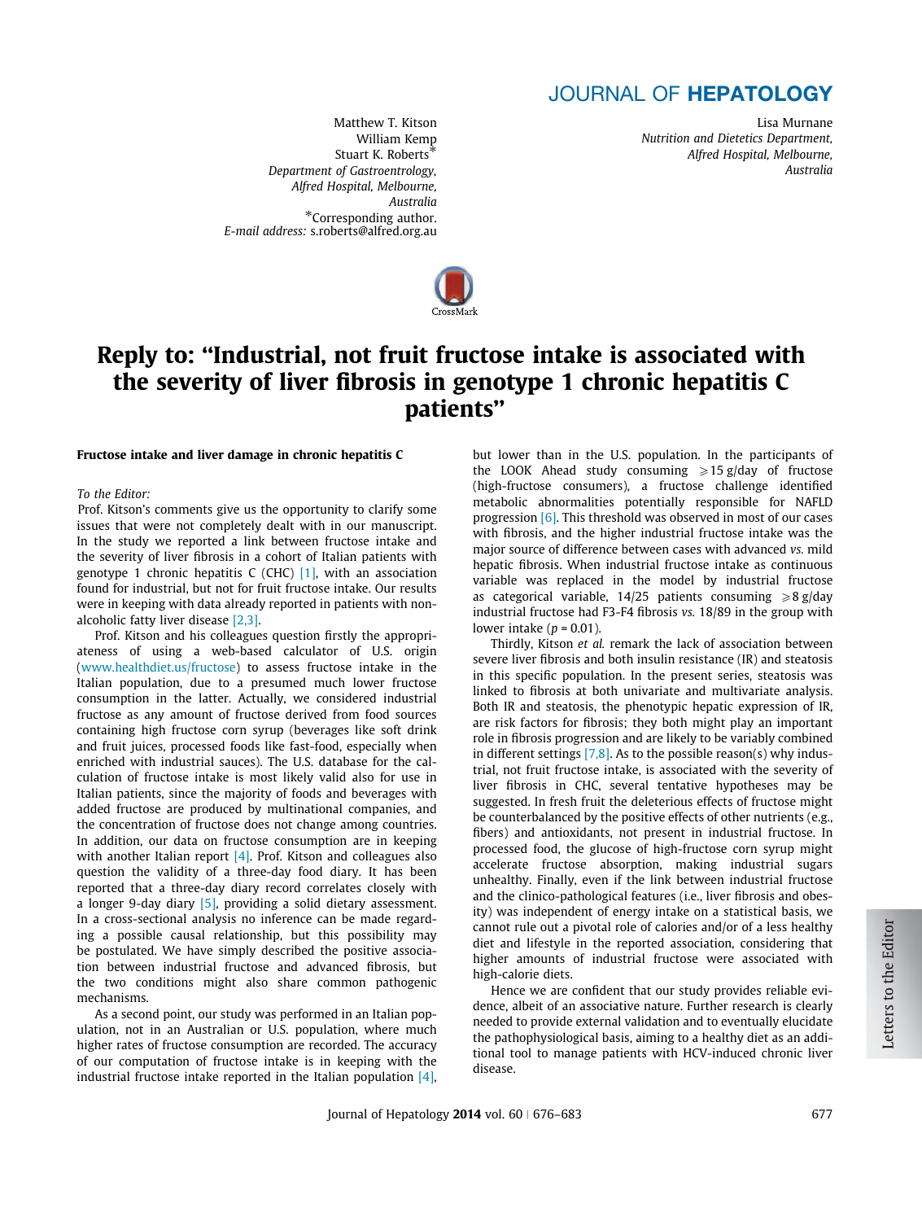Matthew T. Kitson
William Kemp
Stuart K. Roberts*
*Department of Gastroenterology, Alfred Hospital, Melbourne, Australia*
*Corresponding author.
*E-mail address:* s.roberts@alfred.org.au

Lisa Murnane
*Nutrition and Dietetics Department, Alfred Hospital, Melbourne, Australia*

# Reply to: "Industrial, not fruit fructose intake is associated with the severity of liver fibrosis in genotype 1 chronic hepatitis C patients"

**Fructose intake and liver damage in chronic hepatitis C**

*To the Editor:*

Prof. Kitson's comments give us the opportunity to clarify some issues that were not completely dealt with in our manuscript. In the study we reported a link between fructose intake and the severity of liver fibrosis in a cohort of Italian patients with genotype 1 chronic hepatitis C (CHC) [1], with an association found for industrial, but not for fruit fructose intake. Our results were in keeping with data already reported in patients with non-alcoholic fatty liver disease [2,3].

Prof. Kitson and his colleagues question firstly the appropriateness of using a web-based calculator of U.S. origin (www.healthdiet.us/fructose) to assess fructose intake in the Italian population, due to a presumed much lower fructose consumption in the latter. Actually, we considered industrial fructose as any amount of fructose derived from food sources containing high fructose corn syrup (beverages like soft drink and fruit juices, processed foods like fast-food, especially when enriched with industrial sauces). The U.S. database for the calculation of fructose intake is most likely valid also for use in Italian patients, since the majority of foods and beverages with added fructose are produced by multinational companies, and the concentration of fructose does not change among countries. In addition, our data on fructose consumption are in keeping with another Italian report [4]. Prof. Kitson and colleagues also question the validity of a three-day food diary. It has been reported that a three-day diary record correlates closely with a longer 9-day diary [5], providing a solid dietary assessment. In a cross-sectional analysis no inference can be made regarding a possible causal relationship, but this possibility may be postulated. We have simply described the positive association between industrial fructose and advanced fibrosis, but the two conditions might also share common pathogenic mechanisms.

As a second point, our study was performed in an Italian population, not in an Australian or U.S. population, where much higher rates of fructose consumption are recorded. The accuracy of our computation of fructose intake is in keeping with the industrial fructose intake reported in the Italian population [4], but lower than in the U.S. population. In the participants of the LOOK Ahead study consuming $\geqslant$15 g/day of fructose (high-fructose consumers), a fructose challenge identified metabolic abnormalities potentially responsible for NAFLD progression [6]. This threshold was observed in most of our cases with fibrosis, and the higher industrial fructose intake was the major source of difference between cases with advanced *vs.* mild hepatic fibrosis. When industrial fructose intake as continuous variable was replaced in the model by industrial fructose as categorical variable, 14/25 patients consuming $\geqslant$8 g/day industrial fructose had F3-F4 fibrosis *vs.* 18/89 in the group with lower intake ($p = 0.01$).

Thirdly, Kitson *et al.* remark the lack of association between severe liver fibrosis and both insulin resistance (IR) and steatosis in this specific population. In the present series, steatosis was linked to fibrosis at both univariate and multivariate analysis. Both IR and steatosis, the phenotypic hepatic expression of IR, are risk factors for fibrosis; they both might play an important role in fibrosis progression and are likely to be variably combined in different settings [7,8]. As to the possible reason(s) why industrial, not fruit fructose intake, is associated with the severity of liver fibrosis in CHC, several tentative hypotheses may be suggested. In fresh fruit the deleterious effects of fructose might be counterbalanced by the positive effects of other nutrients (e.g., fibers) and antioxidants, not present in industrial fructose. In processed food, the glucose of high-fructose corn syrup might accelerate fructose absorption, making industrial sugars unhealthy. Finally, even if the link between industrial fructose and the clinico-pathological features (i.e., liver fibrosis and obesity) was independent of energy intake on a statistical basis, we cannot rule out a pivotal role of calories and/or of a less healthy diet and lifestyle in the reported association, considering that higher amounts of industrial fructose were associated with high-calorie diets.

Hence we are confident that our study provides reliable evidence, albeit of an associative nature. Further research is clearly needed to provide external validation and to eventually elucidate the pathophysiological basis, aiming to a healthy diet as an additional tool to manage patients with HCV-induced chronic liver disease.